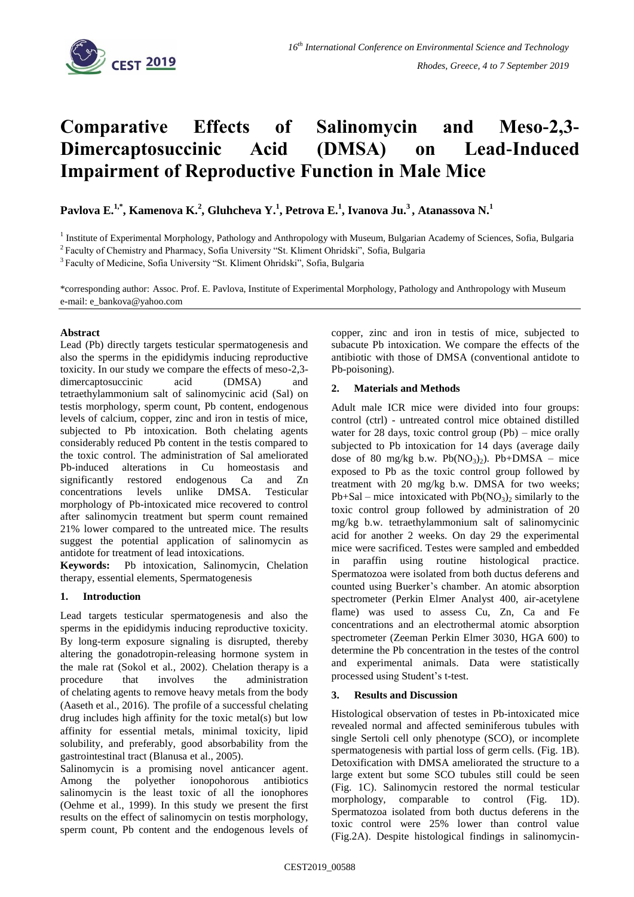# Comparative Effects of Salinomycin and Meso-2,3-Dimercaptosuccinic Acid (DMSA) on Lead-Induced Impairment of Reproductive Function in Male Mice

**Pavlova E.[1,*], Kamenova K.[2], Gluhcheva Y.[1], Petrova E.[1], Ivanova Ju.[3], Atanassova N.[1]**

[1] Institute of Experimental Morphology, Pathology and Anthropology with Museum, Bulgarian Academy of Sciences, Sofia, Bulgaria

[2] Faculty of Chemistry and Pharmacy, Sofia University "St. Kliment Ohridski", Sofia, Bulgaria

[3] Faculty of Medicine, Sofia University "St. Kliment Ohridski", Sofia, Bulgaria

*corresponding author: Assoc. Prof. E. Pavlova, Institute of Experimental Morphology, Pathology and Anthropology with Museum e-mail: e_bankova@yahoo.com

**Abstract**

Lead (Pb) directly targets testicular spermatogenesis and also the sperms in the epididymis inducing reproductive toxicity. In our study we compare the effects of meso-2,3-dimercaptosuccinic acid (DMSA) and tetraethylammonium salt of salinomycinic acid (Sal) on testis morphology, sperm count, Pb content, endogenous levels of calcium, copper, zinc and iron in testis of mice, subjected to Pb intoxication. Both chelating agents considerably reduced Pb content in the testis compared to the toxic control. The administration of Sal ameliorated Pb-induced alterations in Cu homeostasis and significantly restored endogenous Ca and Zn concentrations levels unlike DMSA. Testicular morphology of Pb-intoxicated mice recovered to control after salinomycin treatment but sperm count remained 21% lower compared to the untreated mice. The results suggest the potential application of salinomycin as antidote for treatment of lead intoxications.

**Keywords:** Pb intoxication, Salinomycin, Chelation therapy, essential elements, Spermatogenesis

## 1. Introduction

Lead targets testicular spermatogenesis and also the sperms in the epididymis inducing reproductive toxicity. By long-term exposure signaling is disrupted, thereby altering the gonadotropin-releasing hormone system in the male rat (Sokol et al., 2002). Chelation therapy is a procedure that involves the administration of chelating agents to remove heavy metals from the body (Aaseth et al., 2016). The profile of a successful chelating drug includes high affinity for the toxic metal(s) but low affinity for essential metals, minimal toxicity, lipid solubility, and preferably, good absorbability from the gastrointestinal tract (Blanusa et al., 2005).

Salinomycin is a promising novel anticancer agent. Among the polyether ionopohorous antibiotics salinomycin is the least toxic of all the ionophores (Oehme et al., 1999). In this study we present the first results on the effect of salinomycin on testis morphology, sperm count, Pb content and the endogenous levels of copper, zinc and iron in testis of mice, subjected to subacute Pb intoxication. We compare the effects of the antibiotic with those of DMSA (conventional antidote to Pb-poisoning).

## 2. Materials and Methods

Adult male ICR mice were divided into four groups: control (ctrl) - untreated control mice obtained distilled water for 28 days, toxic control group (Pb) – mice orally subjected to Pb intoxication for 14 days (average daily dose of 80 mg/kg b.w. $Pb(NO_3)_2$). Pb+DMSA – mice exposed to Pb as the toxic control group followed by treatment with 20 mg/kg b.w. DMSA for two weeks; Pb+Sal – mice intoxicated with $Pb(NO_3)_2$ similarly to the toxic control group followed by administration of 20 mg/kg b.w. tetraethylammonium salt of salinomycinic acid for another 2 weeks. On day 29 the experimental mice were sacrificed. Testes were sampled and embedded in paraffin using routine histological practice. Spermatozoa were isolated from both ductus deferens and counted using Buerker's chamber. An atomic absorption spectrometer (Perkin Elmer Analyst 400, air-acetylene flame) was used to assess Cu, Zn, Ca and Fe concentrations and an electrothermal atomic absorption spectrometer (Zeeman Perkin Elmer 3030, HGA 600) to determine the Pb concentration in the testes of the control and experimental animals. Data were statistically processed using Student's t-test.

## 3. Results and Discussion

Histological observation of testes in Pb-intoxicated mice revealed normal and affected seminiferous tubules with single Sertoli cell only phenotype (SCO), or incomplete spermatogenesis with partial loss of germ cells. (Fig. 1B). Detoxification with DMSA ameliorated the structure to a large extent but some SCO tubules still could be seen (Fig. 1C). Salinomycin restored the normal testicular morphology, comparable to control (Fig. 1D). Spermatozoa isolated from both ductus deferens in the toxic control were 25% lower than control value (Fig.2A). Despite histological findings in salinomycin-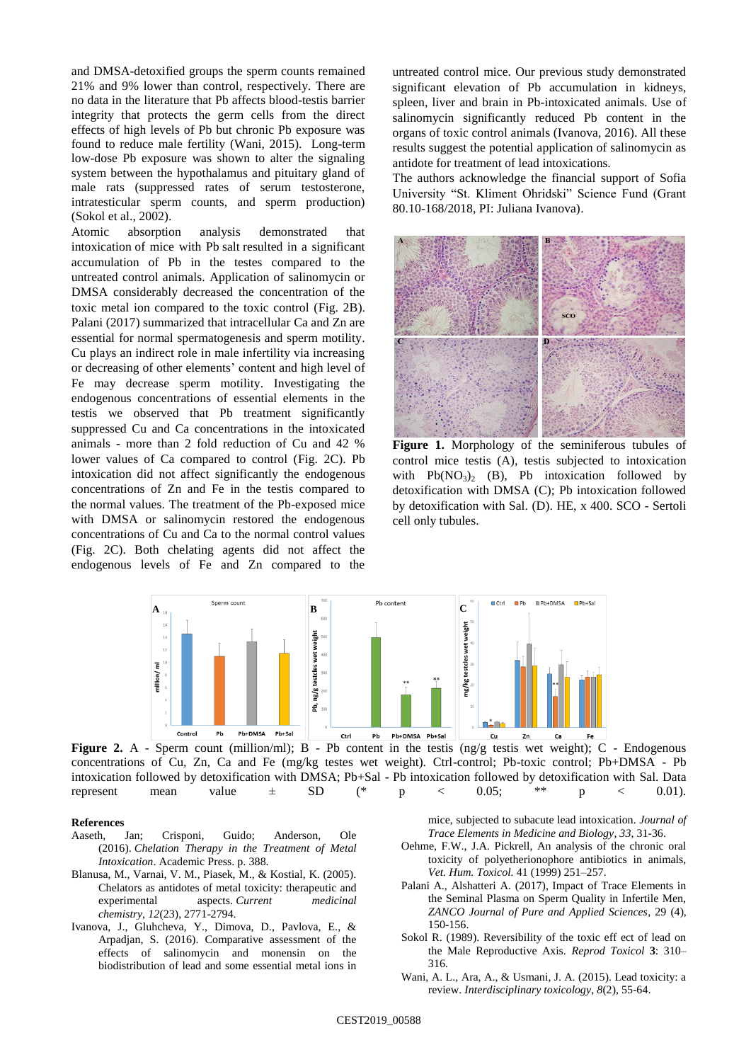and DMSA-detoxified groups the sperm counts remained 21% and 9% lower than control, respectively. There are no data in the literature that Pb affects blood-testis barrier integrity that protects the germ cells from the direct effects of high levels of Pb but chronic Pb exposure was found to reduce male fertility (Wani, 2015). Long-term low-dose Pb exposure was shown to alter the signaling system between the hypothalamus and pituitary gland of male rats (suppressed rates of serum testosterone, intratesticular sperm counts, and sperm production) (Sokol et al., 2002).

Atomic absorption analysis demonstrated that intoxication of mice with Pb salt resulted in a significant accumulation of Pb in the testes compared to the untreated control animals. Application of salinomycin or DMSA considerably decreased the concentration of the toxic metal ion compared to the toxic control (Fig. 2B). Palani (2017) summarized that intracellular Ca and Zn are essential for normal spermatogenesis and sperm motility. Cu plays an indirect role in male infertility via increasing or decreasing of other elements' content and high level of Fe may decrease sperm motility. Investigating the endogenous concentrations of essential elements in the testis we observed that Pb treatment significantly suppressed Cu and Ca concentrations in the intoxicated animals - more than 2 fold reduction of Cu and 42 % lower values of Ca compared to control (Fig. 2C). Pb intoxication did not affect significantly the endogenous concentrations of Zn and Fe in the testis compared to the normal values. The treatment of the Pb-exposed mice with DMSA or salinomycin restored the endogenous concentrations of Cu and Ca to the normal control values (Fig. 2C). Both chelating agents did not affect the endogenous levels of Fe and Zn compared to the untreated control mice. Our previous study demonstrated significant elevation of Pb accumulation in kidneys, spleen, liver and brain in Pb-intoxicated animals. Use of salinomycin significantly reduced Pb content in the organs of toxic control animals (Ivanova, 2016). All these results suggest the potential application of salinomycin as antidote for treatment of lead intoxications.

The authors acknowledge the financial support of Sofia University "St. Kliment Ohridski" Science Fund (Grant 80.10-168/2018, PI: Juliana Ivanova).

A
B
SCO
C
D

**Figure 1.** Morphology of the seminiferous tubules of control mice testis (A), testis subjected to intoxication with $Pb(NO_3)_2$ (B), Pb intoxication followed by detoxification with DMSA (C); Pb intoxication followed by detoxification with Sal. (D). HE, x 400. SCO - Sertoli cell only tubules.

A
Sperm count
million / ml
0
2
4
6
8
10
12
14
16
18
Control
Pb
Pb+DMSA
Pb+Sal

B
Pb content
Pb, ng/g testicles wet weight
0
100
200
300
400
500
600
700
**
**
Ctrl
Pb
Pb+DMSA
Pb+Sal

C
Ctrl
Pb
Pb+DMSA
Pb+Sal
mg/kg testicles wet weight
0
10
20
30
40
50
60
*
**
Cu
Zn
Ca
Fe

**Figure 2.** A - Sperm count (million/ml); B - Pb content in the testis (ng/g testis wet weight); C - Endogenous concentrations of Cu, Zn, Ca and Fe (mg/kg testes wet weight). Ctrl-control; Pb-toxic control; Pb+DMSA - Pb intoxication followed by detoxification with DMSA; Pb+Sal - Pb intoxication followed by detoxification with Sal. Data represent mean value ± SD (* $p < 0.05$; ** $p < 0.01$).

**References**

Aaseth, Jan; Crisponi, Guido; Anderson, Ole (2016). *Chelation Therapy in the Treatment of Metal Intoxication*. Academic Press. p. 388.

Blanusa, M., Varnai, V. M., Piasek, M., & Kostial, K. (2005). Chelators as antidotes of metal toxicity: therapeutic and experimental aspects. *Current medicinal chemistry*, *12*(23), 2771-2794.

Ivanova, J., Gluhcheva, Y., Dimova, D., Pavlova, E., & Arpadjan, S. (2016). Comparative assessment of the effects of salinomycin and monensin on the biodistribution of lead and some essential metal ions in mice, subjected to subacute lead intoxication. *Journal of Trace Elements in Medicine and Biology*, *33*, 31-36.

Oehme, F.W., J.A. Pickrell, An analysis of the chronic oral toxicity of polyetherionophore antibiotics in animals, *Vet. Hum. Toxicol.* 41 (1999) 251–257.

Palani A., Alshatteri A. (2017), Impact of Trace Elements in the Seminal Plasma on Sperm Quality in Infertile Men, *ZANCO Journal of Pure and Applied Sciences*, 29 (4), 150-156.

Sokol R. (1989). Reversibility of the toxic eff ect of lead on the Male Reproductive Axis. *Reprod Toxicol* **3**: 310–316.

Wani, A. L., Ara, A., & Usmani, J. A. (2015). Lead toxicity: a review. *Interdisciplinary toxicology*, *8*(2), 55-64.